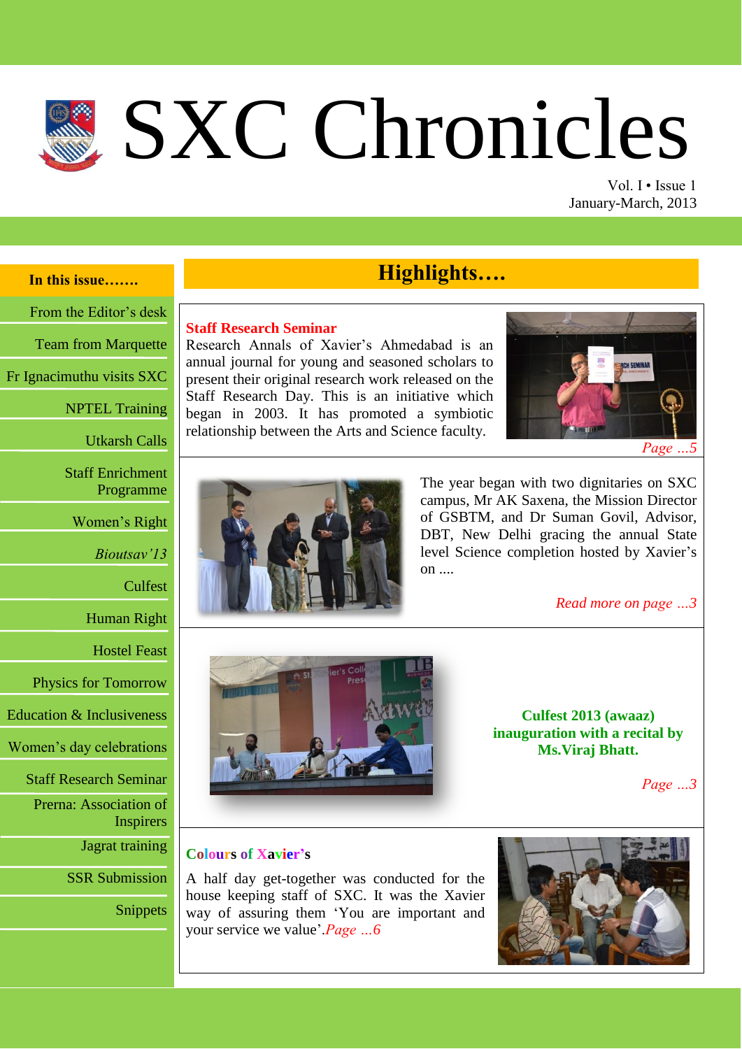# SXC Chronicles

Vol. I • Issue 1
January-March, 2013

**In this issue…….**

- From the Editor's desk
- Team from Marquette
- Fr Ignacimuthu visits SXC
- NPTEL Training
- Utkarsh Calls
- Staff Enrichment Programme
- Women's Right
- *Bioutsav'13*
- Culfest
- Human Right
- Hostel Feast
- Physics for Tomorrow
- Education & Inclusiveness
- Women's day celebrations
- Staff Research Seminar
- Prerna: Association of Inspirers
- Jagrat training
- SSR Submission
- Snippets

## Highlights….

**Staff Research Seminar**

Research Annals of Xavier's Ahmedabad is an annual journal for young and seasoned scholars to present their original research work released on the Staff Research Day. This is an initiative which began in 2003. It has promoted a symbiotic relationship between the Arts and Science faculty.

*Page …5*

The year began with two dignitaries on SXC campus, Mr AK Saxena, the Mission Director of GSBTM, and Dr Suman Govil, Advisor, DBT, New Delhi gracing the annual State level Science completion hosted by Xavier's on ....

*Read more on page …3*

**Culfest 2013 (awaaz) inauguration with a recital by Ms.Viraj Bhatt.**

*Page …3*

**Colours of Xavier's**

A half day get-together was conducted for the house keeping staff of SXC. It was the Xavier way of assuring them 'You are important and your service we value'.*Page …6*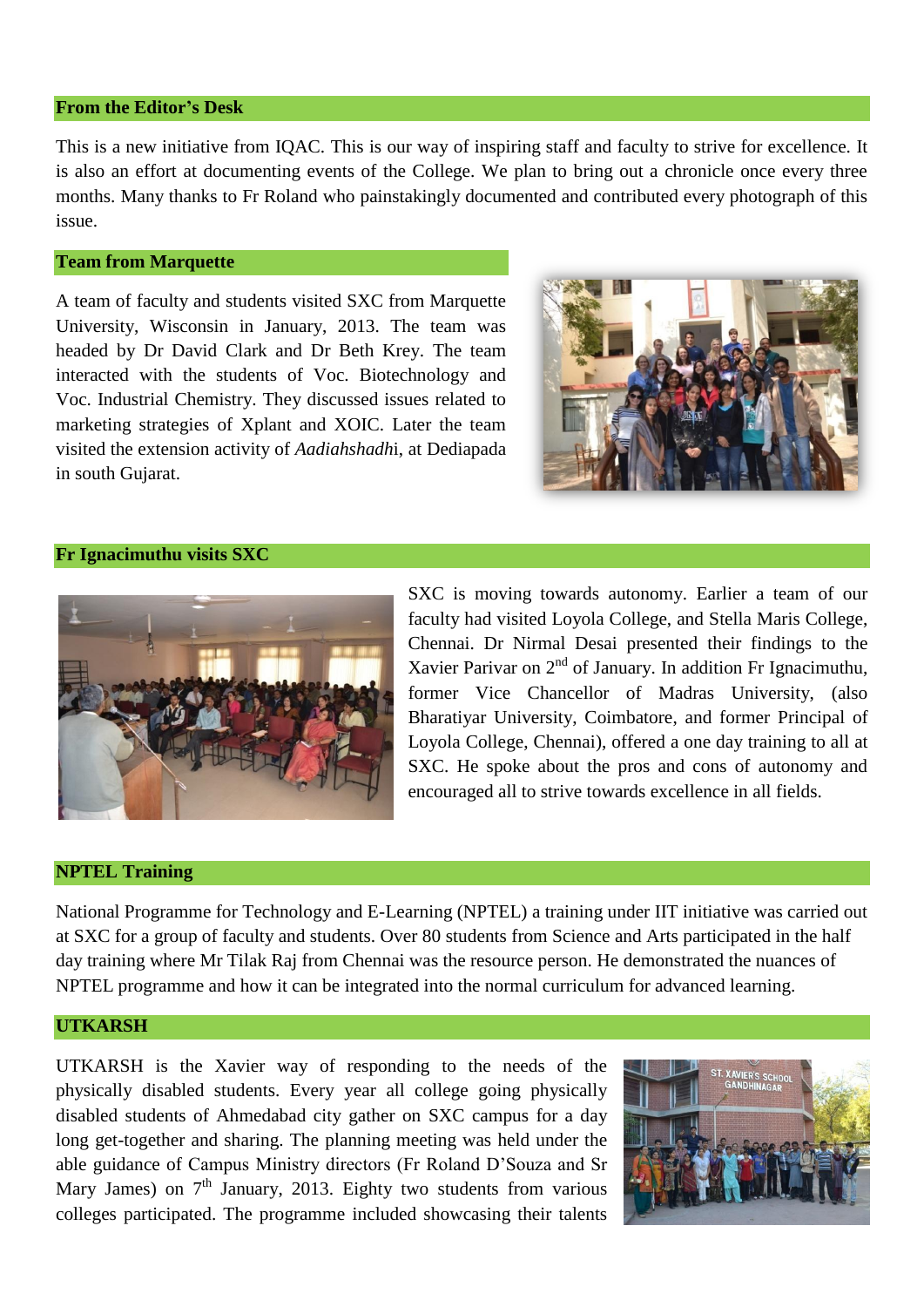## From the Editor's Desk

This is a new initiative from IQAC. This is our way of inspiring staff and faculty to strive for excellence. It is also an effort at documenting events of the College. We plan to bring out a chronicle once every three months. Many thanks to Fr Roland who painstakingly documented and contributed every photograph of this issue.

## Team from Marquette

A team of faculty and students visited SXC from Marquette University, Wisconsin in January, 2013. The team was headed by Dr David Clark and Dr Beth Krey. The team interacted with the students of Voc. Biotechnology and Voc. Industrial Chemistry. They discussed issues related to marketing strategies of Xplant and XOIC. Later the team visited the extension activity of *Aadiahshadh*i, at Dediapada in south Gujarat.

## Fr Ignacimuthu visits SXC

SXC is moving towards autonomy. Earlier a team of our faculty had visited Loyola College, and Stella Maris College, Chennai. Dr Nirmal Desai presented their findings to the Xavier Parivar on 2nd of January. In addition Fr Ignacimuthu, former Vice Chancellor of Madras University, (also Bharatiyar University, Coimbatore, and former Principal of Loyola College, Chennai), offered a one day training to all at SXC. He spoke about the pros and cons of autonomy and encouraged all to strive towards excellence in all fields.

## NPTEL Training

National Programme for Technology and E-Learning (NPTEL) a training under IIT initiative was carried out at SXC for a group of faculty and students. Over 80 students from Science and Arts participated in the half day training where Mr Tilak Raj from Chennai was the resource person. He demonstrated the nuances of NPTEL programme and how it can be integrated into the normal curriculum for advanced learning.

## UTKARSH

UTKARSH is the Xavier way of responding to the needs of the physically disabled students. Every year all college going physically disabled students of Ahmedabad city gather on SXC campus for a day long get-together and sharing. The planning meeting was held under the able guidance of Campus Ministry directors (Fr Roland D'Souza and Sr Mary James) on 7th January, 2013. Eighty two students from various colleges participated. The programme included showcasing their talents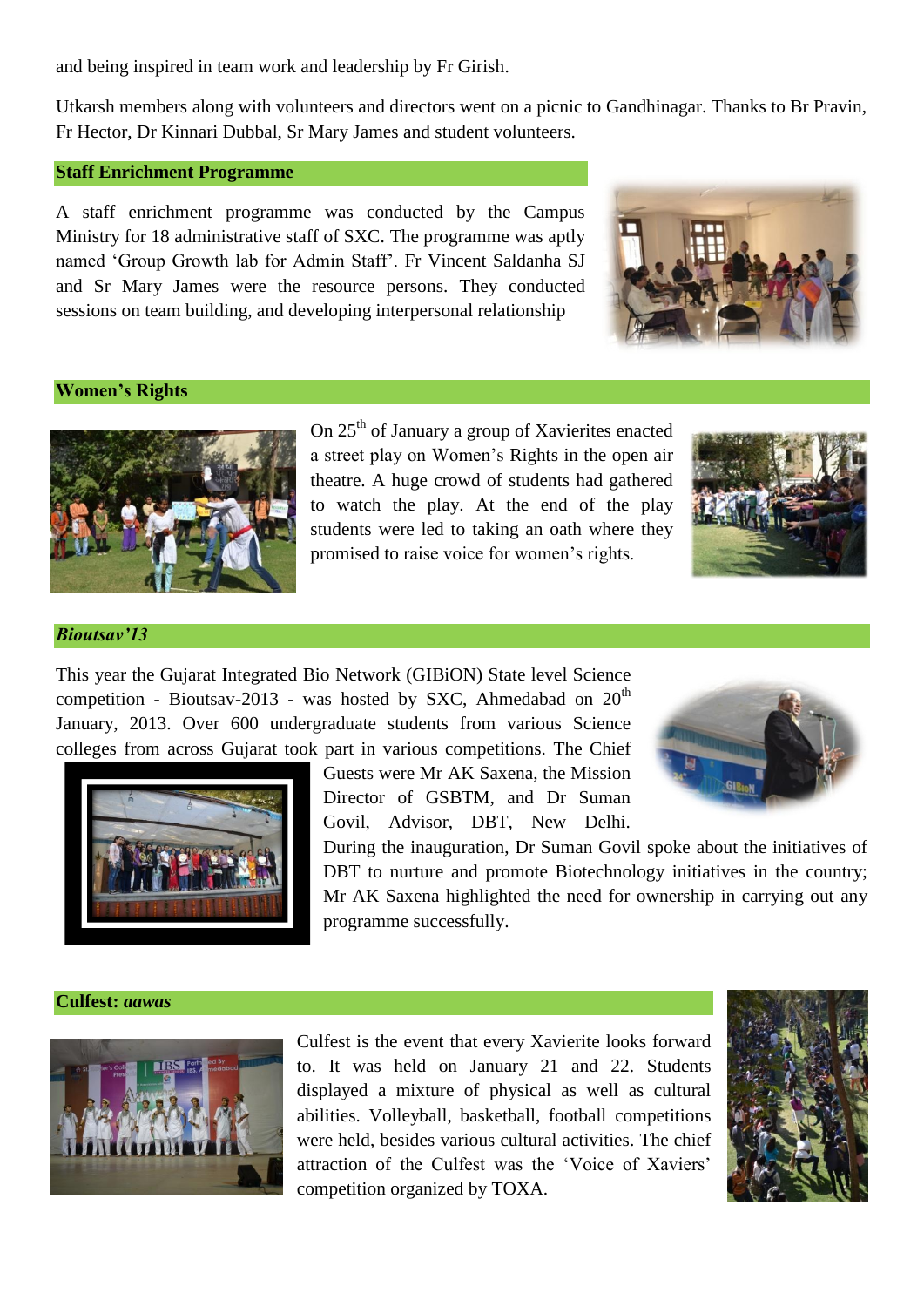and being inspired in team work and leadership by Fr Girish.

Utkarsh members along with volunteers and directors went on a picnic to Gandhinagar. Thanks to Br Pravin, Fr Hector, Dr Kinnari Dubbal, Sr Mary James and student volunteers.

## Staff Enrichment Programme

A staff enrichment programme was conducted by the Campus Ministry for 18 administrative staff of SXC. The programme was aptly named 'Group Growth lab for Admin Staff'. Fr Vincent Saldanha SJ and Sr Mary James were the resource persons. They conducted sessions on team building, and developing interpersonal relationship

## Women's Rights

On 25th of January a group of Xavierites enacted a street play on Women's Rights in the open air theatre. A huge crowd of students had gathered to watch the play. At the end of the play students were led to taking an oath where they promised to raise voice for women's rights.

## *Bioutsav'13*

This year the Gujarat Integrated Bio Network (GIBiON) State level Science competition - Bioutsav-2013 - was hosted by SXC, Ahmedabad on 20th January, 2013. Over 600 undergraduate students from various Science colleges from across Gujarat took part in various competitions. The Chief Guests were Mr AK Saxena, the Mission Director of GSBTM, and Dr Suman Govil, Advisor, DBT, New Delhi. During the inauguration, Dr Suman Govil spoke about the initiatives of DBT to nurture and promote Biotechnology initiatives in the country; Mr AK Saxena highlighted the need for ownership in carrying out any programme successfully.

## Culfest: *aawas*

Culfest is the event that every Xavierite looks forward to. It was held on January 21 and 22. Students displayed a mixture of physical as well as cultural abilities. Volleyball, basketball, football competitions were held, besides various cultural activities. The chief attraction of the Culfest was the 'Voice of Xaviers' competition organized by TOXA.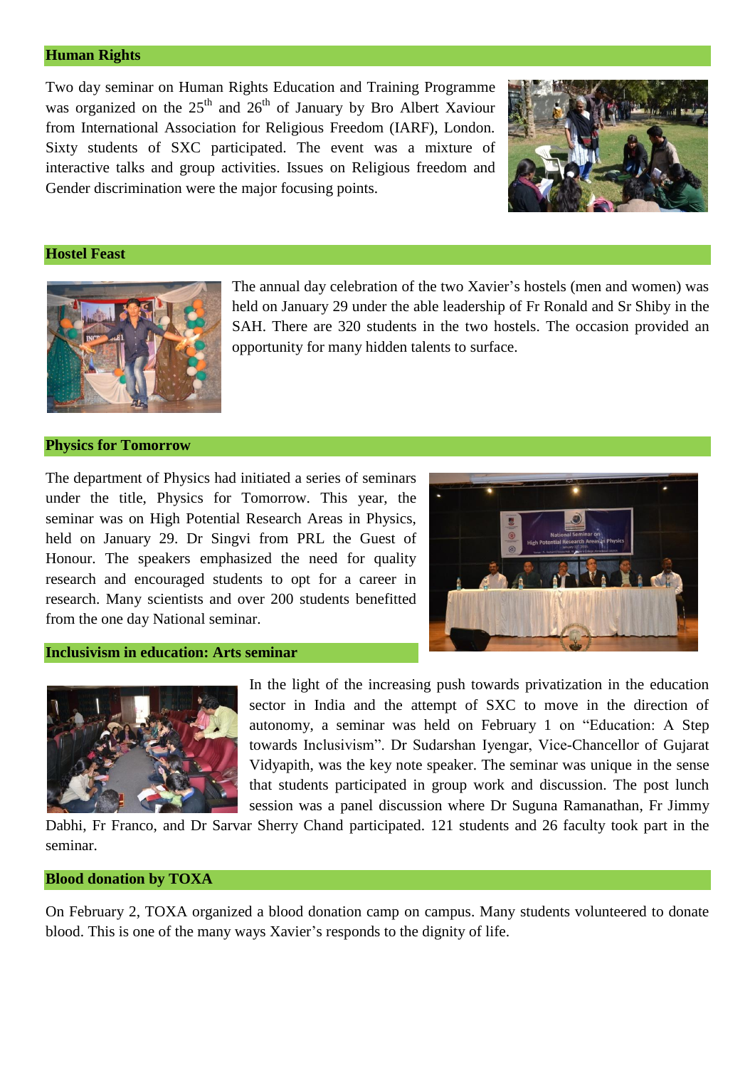## Human Rights

Two day seminar on Human Rights Education and Training Programme was organized on the 25th and 26th of January by Bro Albert Xaviour from International Association for Religious Freedom (IARF), London. Sixty students of SXC participated. The event was a mixture of interactive talks and group activities. Issues on Religious freedom and Gender discrimination were the major focusing points.

## Hostel Feast

The annual day celebration of the two Xavier's hostels (men and women) was held on January 29 under the able leadership of Fr Ronald and Sr Shiby in the SAH. There are 320 students in the two hostels. The occasion provided an opportunity for many hidden talents to surface.

## Physics for Tomorrow

The department of Physics had initiated a series of seminars under the title, Physics for Tomorrow. This year, the seminar was on High Potential Research Areas in Physics, held on January 29. Dr Singvi from PRL the Guest of Honour. The speakers emphasized the need for quality research and encouraged students to opt for a career in research. Many scientists and over 200 students benefitted from the one day National seminar.

## Inclusivism in education: Arts seminar

In the light of the increasing push towards privatization in the education sector in India and the attempt of SXC to move in the direction of autonomy, a seminar was held on February 1 on "Education: A Step towards Inclusivism". Dr Sudarshan Iyengar, Vice-Chancellor of Gujarat Vidyapith, was the key note speaker. The seminar was unique in the sense that students participated in group work and discussion. The post lunch session was a panel discussion where Dr Suguna Ramanathan, Fr Jimmy Dabhi, Fr Franco, and Dr Sarvar Sherry Chand participated. 121 students and 26 faculty took part in the seminar.

## Blood donation by TOXA

On February 2, TOXA organized a blood donation camp on campus. Many students volunteered to donate blood. This is one of the many ways Xavier's responds to the dignity of life.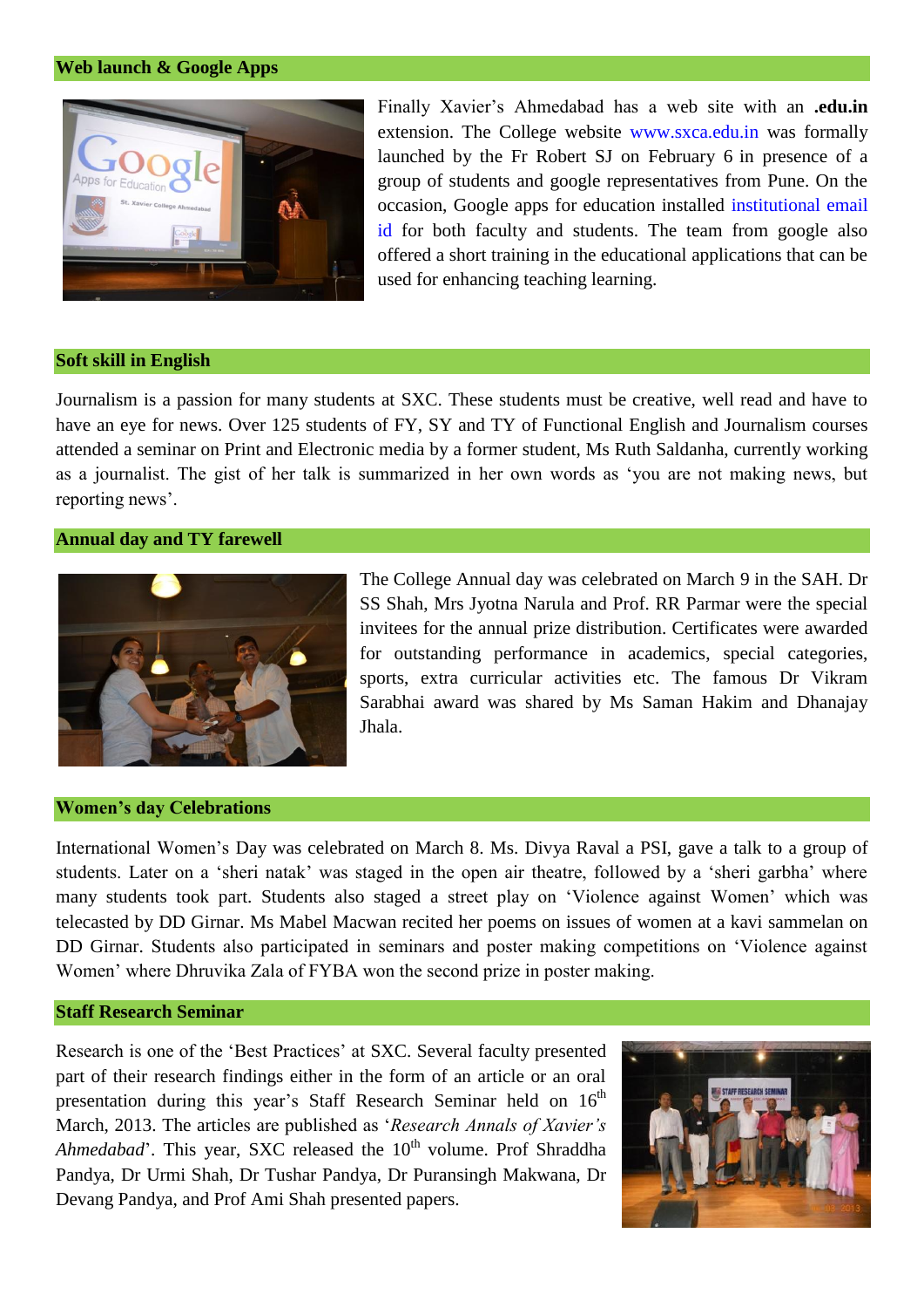## Web launch & Google Apps

Finally Xavier's Ahmedabad has a web site with an **.edu.in** extension. The College website www.sxca.edu.in was formally launched by the Fr Robert SJ on February 6 in presence of a group of students and google representatives from Pune. On the occasion, Google apps for education installed institutional email id for both faculty and students. The team from google also offered a short training in the educational applications that can be used for enhancing teaching learning.

## Soft skill in English

Journalism is a passion for many students at SXC. These students must be creative, well read and have to have an eye for news. Over 125 students of FY, SY and TY of Functional English and Journalism courses attended a seminar on Print and Electronic media by a former student, Ms Ruth Saldanha, currently working as a journalist. The gist of her talk is summarized in her own words as 'you are not making news, but reporting news'.

## Annual day and TY farewell

The College Annual day was celebrated on March 9 in the SAH. Dr SS Shah, Mrs Jyotna Narula and Prof. RR Parmar were the special invitees for the annual prize distribution. Certificates were awarded for outstanding performance in academics, special categories, sports, extra curricular activities etc. The famous Dr Vikram Sarabhai award was shared by Ms Saman Hakim and Dhanajay Jhala.

## Women's day Celebrations

International Women's Day was celebrated on March 8. Ms. Divya Raval a PSI, gave a talk to a group of students. Later on a 'sheri natak' was staged in the open air theatre, followed by a 'sheri garbha' where many students took part. Students also staged a street play on 'Violence against Women' which was telecasted by DD Girnar. Ms Mabel Macwan recited her poems on issues of women at a kavi sammelan on DD Girnar. Students also participated in seminars and poster making competitions on 'Violence against Women' where Dhruvika Zala of FYBA won the second prize in poster making.

## Staff Research Seminar

Research is one of the 'Best Practices' at SXC. Several faculty presented part of their research findings either in the form of an article or an oral presentation during this year's Staff Research Seminar held on 16th March, 2013. The articles are published as '*Research Annals of Xavier's Ahmedabad*'. This year, SXC released the 10th volume. Prof Shraddha Pandya, Dr Urmi Shah, Dr Tushar Pandya, Dr Puransingh Makwana, Dr Devang Pandya, and Prof Ami Shah presented papers.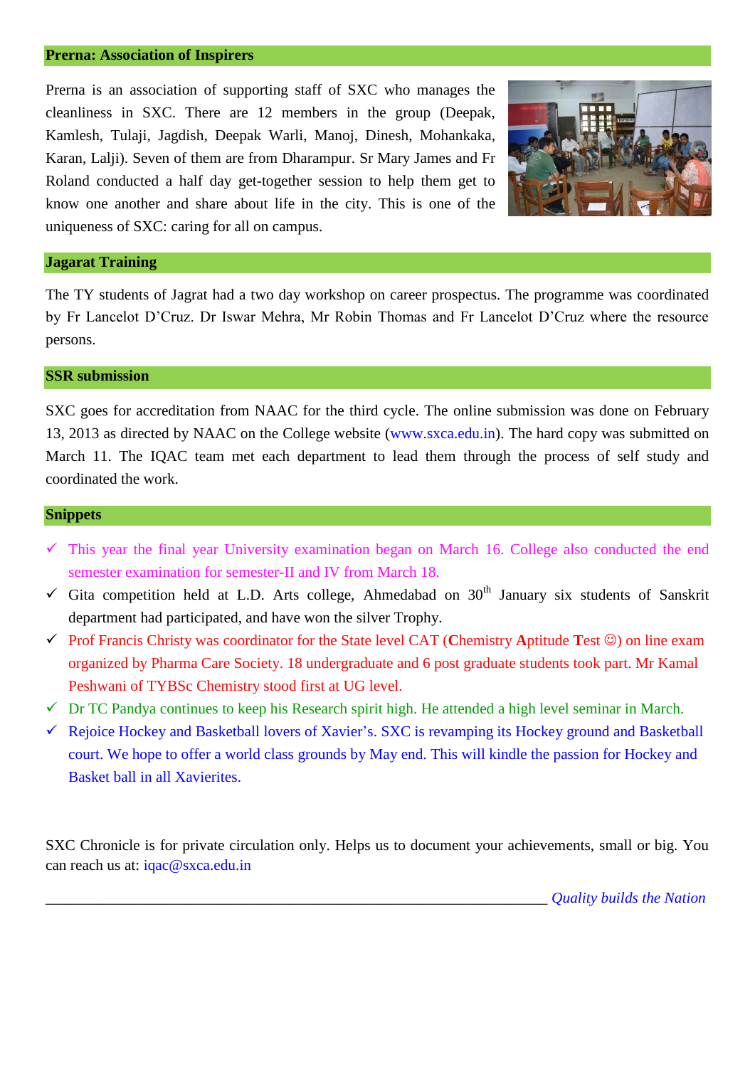## Prerna: Association of Inspirers

Prerna is an association of supporting staff of SXC who manages the cleanliness in SXC. There are 12 members in the group (Deepak, Kamlesh, Tulaji, Jagdish, Deepak Warli, Manoj, Dinesh, Mohankaka, Karan, Lalji). Seven of them are from Dharampur. Sr Mary James and Fr Roland conducted a half day get-together session to help them get to know one another and share about life in the city. This is one of the uniqueness of SXC: caring for all on campus.

## Jagarat Training

The TY students of Jagrat had a two day workshop on career prospectus. The programme was coordinated by Fr Lancelot D'Cruz. Dr Iswar Mehra, Mr Robin Thomas and Fr Lancelot D'Cruz where the resource persons.

## SSR submission

SXC goes for accreditation from NAAC for the third cycle. The online submission was done on February 13, 2013 as directed by NAAC on the College website (www.sxca.edu.in). The hard copy was submitted on March 11. The IQAC team met each department to lead them through the process of self study and coordinated the work.

## Snippets

- ✓ This year the final year University examination began on March 16. College also conducted the end semester examination for semester-II and IV from March 18.
- ✓ Gita competition held at L.D. Arts college, Ahmedabad on 30th January six students of Sanskrit department had participated, and have won the silver Trophy.
- ✓ Prof Francis Christy was coordinator for the State level CAT (**C**hemistry **A**ptitude **T**est ☺) on line exam organized by Pharma Care Society. 18 undergraduate and 6 post graduate students took part. Mr Kamal Peshwani of TYBSc Chemistry stood first at UG level.
- ✓ Dr TC Pandya continues to keep his Research spirit high. He attended a high level seminar in March.
- ✓ Rejoice Hockey and Basketball lovers of Xavier's. SXC is revamping its Hockey ground and Basketball court. We hope to offer a world class grounds by May end. This will kindle the passion for Hockey and Basket ball in all Xavierites.

SXC Chronicle is for private circulation only. Helps us to document your achievements, small or big. You can reach us at: iqac@sxca.edu.in

*Quality builds the Nation*